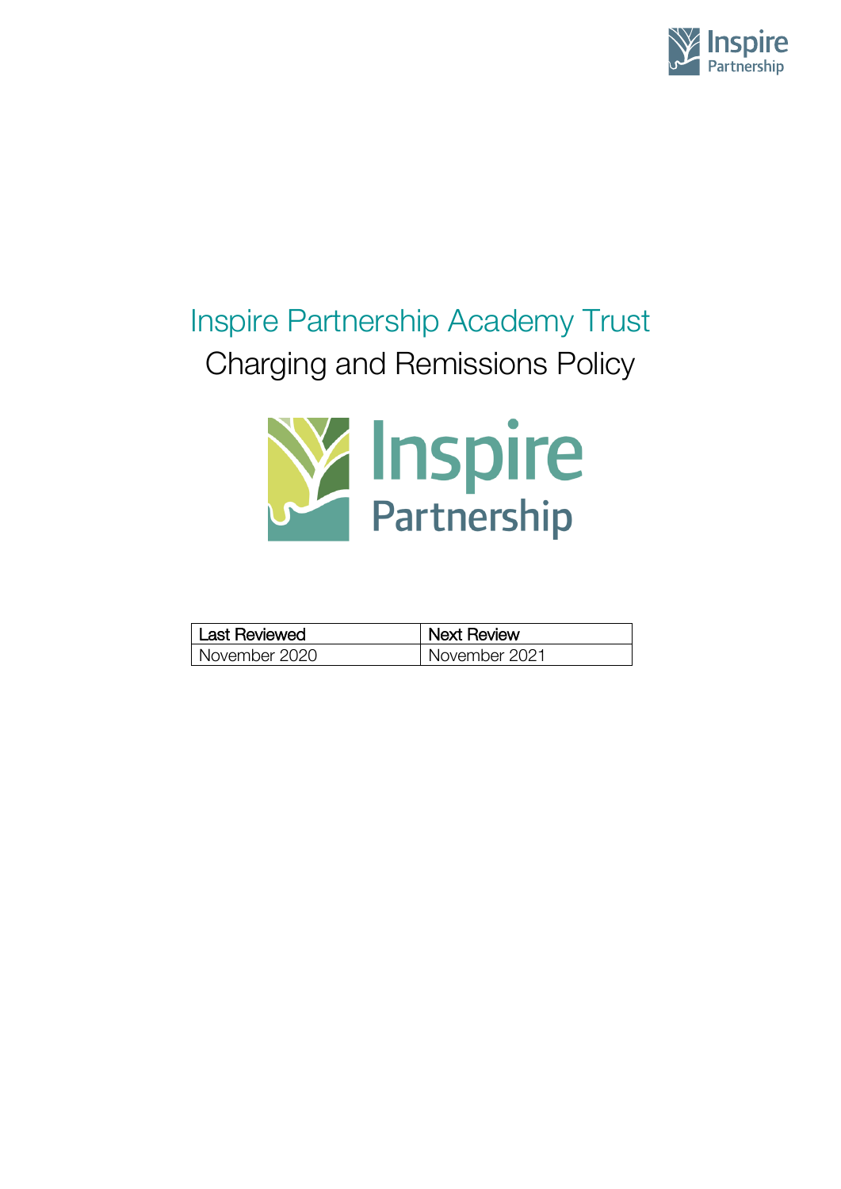# Inspire Partnership Academy Trust

## Charging and Remissions Policy

| Last Reviewed | Next Review |
| --- | --- |
| November 2020 | November 2021 |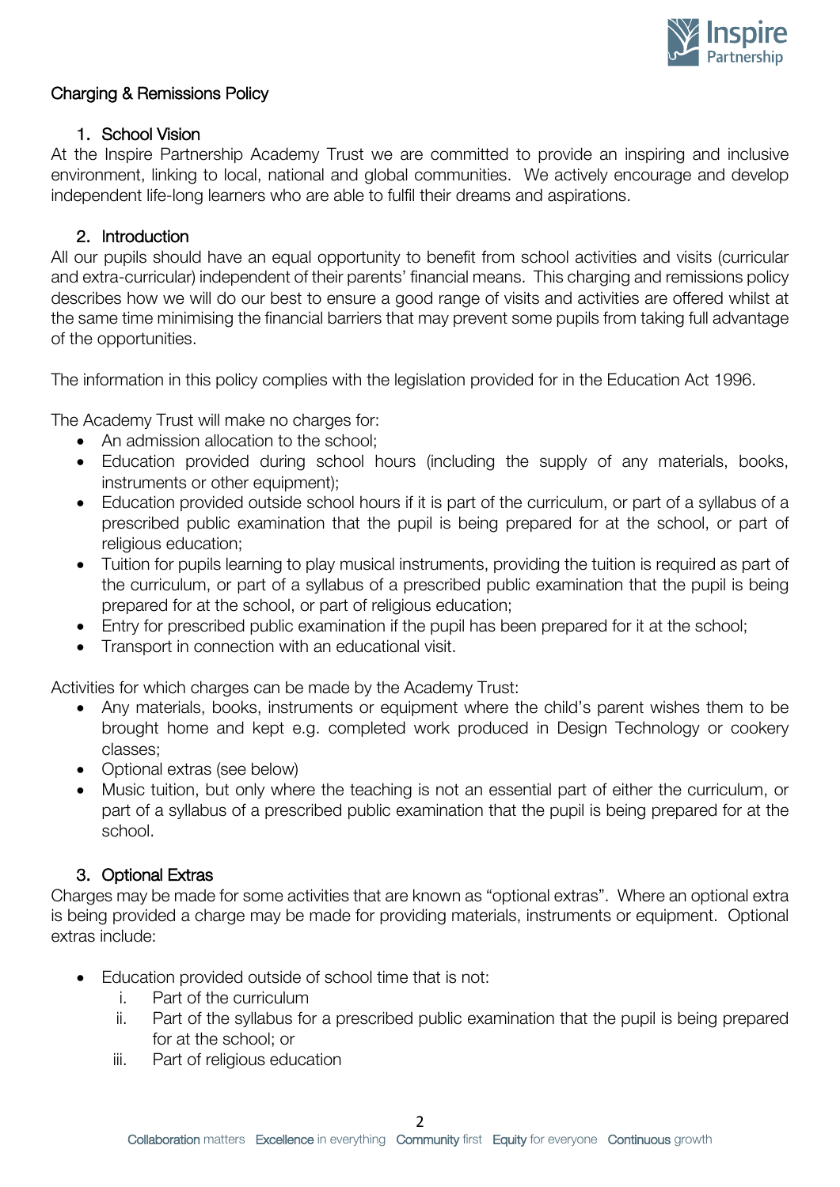# Charging & Remissions Policy

## 1. School Vision

At the Inspire Partnership Academy Trust we are committed to provide an inspiring and inclusive environment, linking to local, national and global communities. We actively encourage and develop independent life-long learners who are able to fulfil their dreams and aspirations.

## 2. Introduction

All our pupils should have an equal opportunity to benefit from school activities and visits (curricular and extra-curricular) independent of their parents' financial means. This charging and remissions policy describes how we will do our best to ensure a good range of visits and activities are offered whilst at the same time minimising the financial barriers that may prevent some pupils from taking full advantage of the opportunities.

The information in this policy complies with the legislation provided for in the Education Act 1996.

The Academy Trust will make no charges for:

- An admission allocation to the school;
- Education provided during school hours (including the supply of any materials, books, instruments or other equipment);
- Education provided outside school hours if it is part of the curriculum, or part of a syllabus of a prescribed public examination that the pupil is being prepared for at the school, or part of religious education;
- Tuition for pupils learning to play musical instruments, providing the tuition is required as part of the curriculum, or part of a syllabus of a prescribed public examination that the pupil is being prepared for at the school, or part of religious education;
- Entry for prescribed public examination if the pupil has been prepared for it at the school;
- Transport in connection with an educational visit.

Activities for which charges can be made by the Academy Trust:

- Any materials, books, instruments or equipment where the child's parent wishes them to be brought home and kept e.g. completed work produced in Design Technology or cookery classes;
- Optional extras (see below)
- Music tuition, but only where the teaching is not an essential part of either the curriculum, or part of a syllabus of a prescribed public examination that the pupil is being prepared for at the school.

## 3. Optional Extras

Charges may be made for some activities that are known as "optional extras". Where an optional extra is being provided a charge may be made for providing materials, instruments or equipment. Optional extras include:

- Education provided outside of school time that is not:
    i. Part of the curriculum
    ii. Part of the syllabus for a prescribed public examination that the pupil is being prepared for at the school; or
    iii. Part of religious education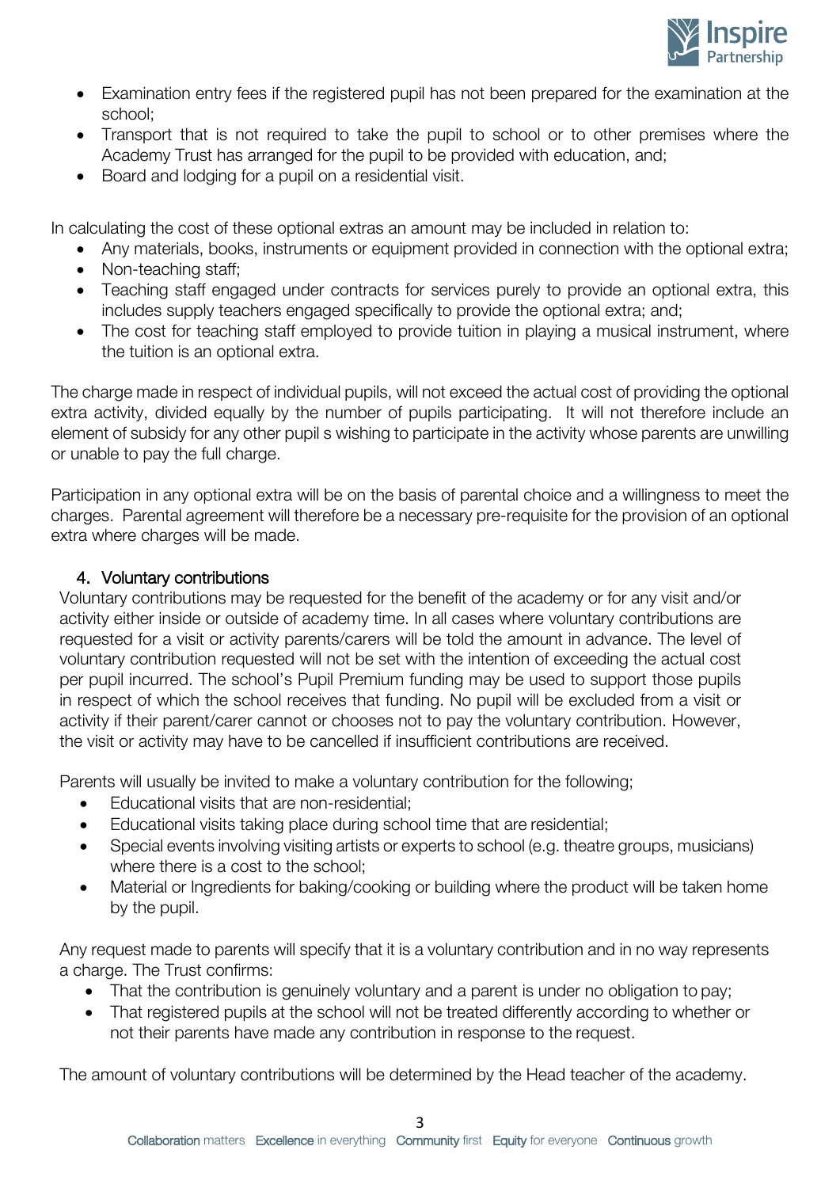- Examination entry fees if the registered pupil has not been prepared for the examination at the school;
- Transport that is not required to take the pupil to school or to other premises where the Academy Trust has arranged for the pupil to be provided with education, and;
- Board and lodging for a pupil on a residential visit.

In calculating the cost of these optional extras an amount may be included in relation to:

- Any materials, books, instruments or equipment provided in connection with the optional extra;
- Non-teaching staff;
- Teaching staff engaged under contracts for services purely to provide an optional extra, this includes supply teachers engaged specifically to provide the optional extra; and;
- The cost for teaching staff employed to provide tuition in playing a musical instrument, where the tuition is an optional extra.

The charge made in respect of individual pupils, will not exceed the actual cost of providing the optional extra activity, divided equally by the number of pupils participating. It will not therefore include an element of subsidy for any other pupil s wishing to participate in the activity whose parents are unwilling or unable to pay the full charge.

Participation in any optional extra will be on the basis of parental choice and a willingness to meet the charges. Parental agreement will therefore be a necessary pre-requisite for the provision of an optional extra where charges will be made.

## 4. Voluntary contributions

Voluntary contributions may be requested for the benefit of the academy or for any visit and/or activity either inside or outside of academy time. In all cases where voluntary contributions are requested for a visit or activity parents/carers will be told the amount in advance. The level of voluntary contribution requested will not be set with the intention of exceeding the actual cost per pupil incurred. The school's Pupil Premium funding may be used to support those pupils in respect of which the school receives that funding. No pupil will be excluded from a visit or activity if their parent/carer cannot or chooses not to pay the voluntary contribution. However, the visit or activity may have to be cancelled if insufficient contributions are received.

Parents will usually be invited to make a voluntary contribution for the following;

- Educational visits that are non-residential;
- Educational visits taking place during school time that are residential;
- Special events involving visiting artists or experts to school (e.g. theatre groups, musicians) where there is a cost to the school;
- Material or Ingredients for baking/cooking or building where the product will be taken home by the pupil.

Any request made to parents will specify that it is a voluntary contribution and in no way represents a charge. The Trust confirms:

- That the contribution is genuinely voluntary and a parent is under no obligation to pay;
- That registered pupils at the school will not be treated differently according to whether or not their parents have made any contribution in response to the request.

The amount of voluntary contributions will be determined by the Head teacher of the academy.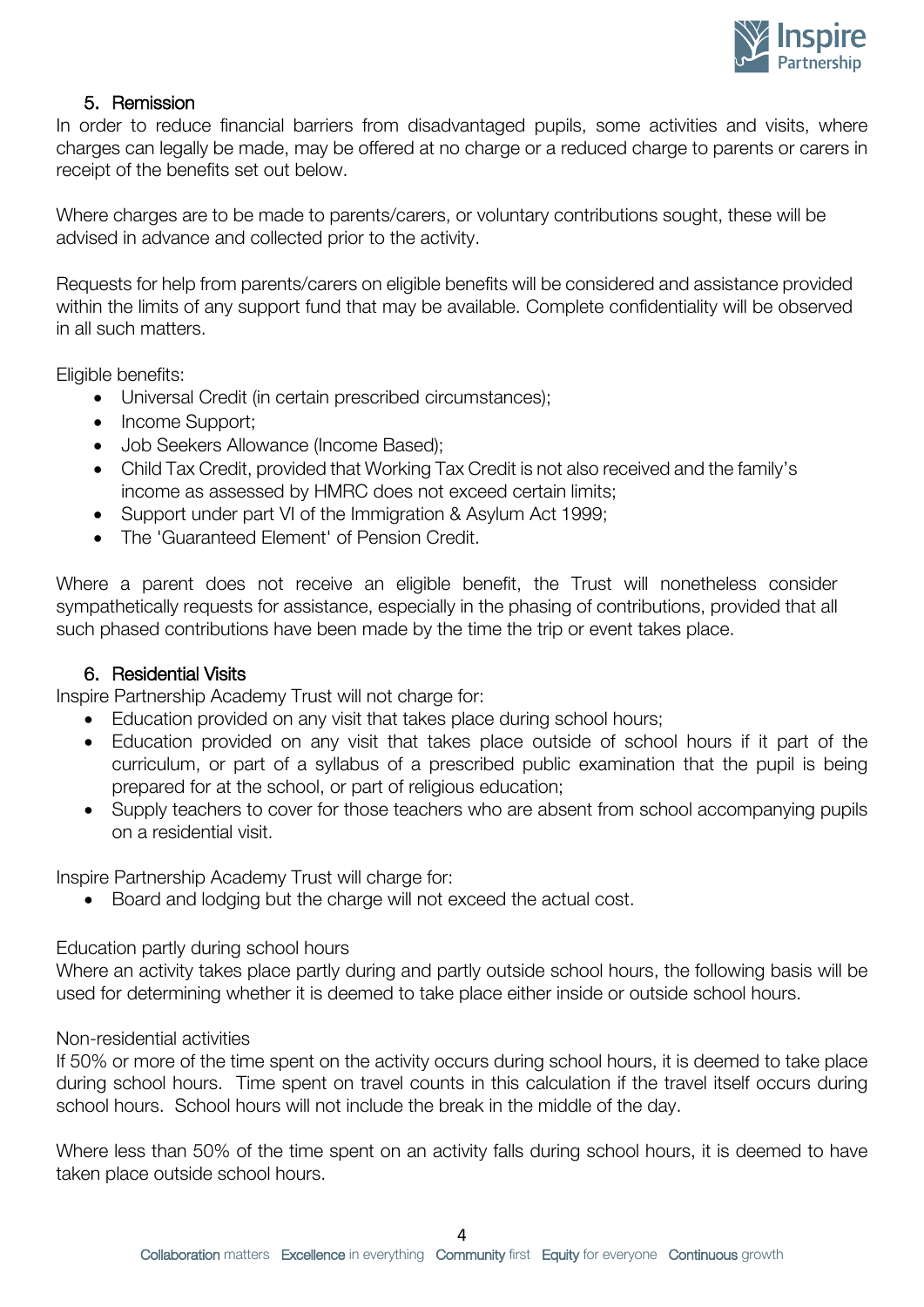## 5. Remission

In order to reduce financial barriers from disadvantaged pupils, some activities and visits, where charges can legally be made, may be offered at no charge or a reduced charge to parents or carers in receipt of the benefits set out below.

Where charges are to be made to parents/carers, or voluntary contributions sought, these will be advised in advance and collected prior to the activity.

Requests for help from parents/carers on eligible benefits will be considered and assistance provided within the limits of any support fund that may be available. Complete confidentiality will be observed in all such matters.

Eligible benefits:

- Universal Credit (in certain prescribed circumstances);
- Income Support;
- Job Seekers Allowance (Income Based);
- Child Tax Credit, provided that Working Tax Credit is not also received and the family's income as assessed by HMRC does not exceed certain limits;
- Support under part VI of the Immigration & Asylum Act 1999;
- The 'Guaranteed Element' of Pension Credit.

Where a parent does not receive an eligible benefit, the Trust will nonetheless consider sympathetically requests for assistance, especially in the phasing of contributions, provided that all such phased contributions have been made by the time the trip or event takes place.

## 6. Residential Visits

Inspire Partnership Academy Trust will not charge for:

- Education provided on any visit that takes place during school hours;
- Education provided on any visit that takes place outside of school hours if it part of the curriculum, or part of a syllabus of a prescribed public examination that the pupil is being prepared for at the school, or part of religious education;
- Supply teachers to cover for those teachers who are absent from school accompanying pupils on a residential visit.

Inspire Partnership Academy Trust will charge for:

- Board and lodging but the charge will not exceed the actual cost.

Education partly during school hours

Where an activity takes place partly during and partly outside school hours, the following basis will be used for determining whether it is deemed to take place either inside or outside school hours.

Non-residential activities

If 50% or more of the time spent on the activity occurs during school hours, it is deemed to take place during school hours. Time spent on travel counts in this calculation if the travel itself occurs during school hours. School hours will not include the break in the middle of the day.

Where less than 50% of the time spent on an activity falls during school hours, it is deemed to have taken place outside school hours.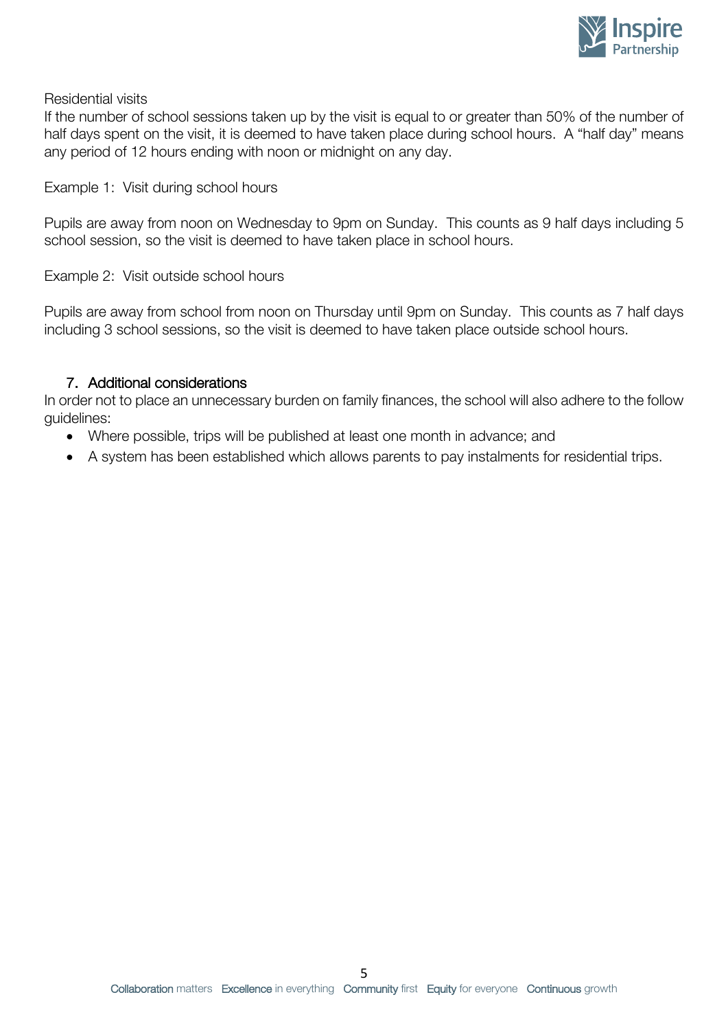Residential visits

If the number of school sessions taken up by the visit is equal to or greater than 50% of the number of half days spent on the visit, it is deemed to have taken place during school hours. A "half day" means any period of 12 hours ending with noon or midnight on any day.

Example 1: Visit during school hours

Pupils are away from noon on Wednesday to 9pm on Sunday. This counts as 9 half days including 5 school session, so the visit is deemed to have taken place in school hours.

Example 2: Visit outside school hours

Pupils are away from school from noon on Thursday until 9pm on Sunday. This counts as 7 half days including 3 school sessions, so the visit is deemed to have taken place outside school hours.

## 7. Additional considerations

In order not to place an unnecessary burden on family finances, the school will also adhere to the follow guidelines:

- Where possible, trips will be published at least one month in advance; and
- A system has been established which allows parents to pay instalments for residential trips.